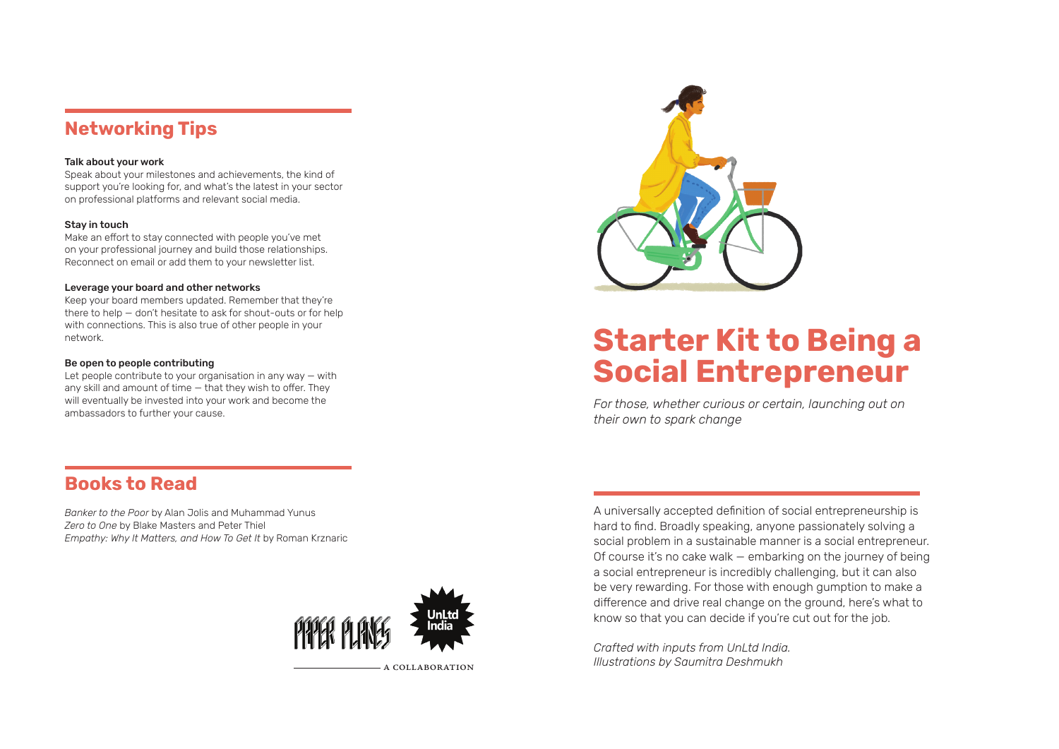## Networking Tips

**Talk about your work**
Speak about your milestones and achievements, the kind of support you're looking for, and what's the latest in your sector on professional platforms and relevant social media.

**Stay in touch**
Make an effort to stay connected with people you've met on your professional journey and build those relationships. Reconnect on email or add them to your newsletter list.

**Leverage your board and other networks**
Keep your board members updated. Remember that they're there to help — don't hesitate to ask for shout-outs or for help with connections. This is also true of other people in your network.

**Be open to people contributing**
Let people contribute to your organisation in any way — with any skill and amount of time — that they wish to offer. They will eventually be invested into your work and become the ambassadors to further your cause.

## Books to Read

*Banker to the Poor* by Alan Jolis and Muhammad Yunus
*Zero to One* by Blake Masters and Peter Thiel
*Empathy: Why It Matters, and How To Get It* by Roman Krznaric

PAPER PLANES UnLtd India

A COLLABORATION

# Starter Kit to Being a Social Entrepreneur

*For those, whether curious or certain, launching out on their own to spark change*

A universally accepted definition of social entrepreneurship is hard to find. Broadly speaking, anyone passionately solving a social problem in a sustainable manner is a social entrepreneur. Of course it's no cake walk — embarking on the journey of being a social entrepreneur is incredibly challenging, but it can also be very rewarding. For those with enough gumption to make a difference and drive real change on the ground, here's what to know so that you can decide if you're cut out for the job.

*Crafted with inputs from UnLtd India.*
*Illustrations by Saumitra Deshmukh*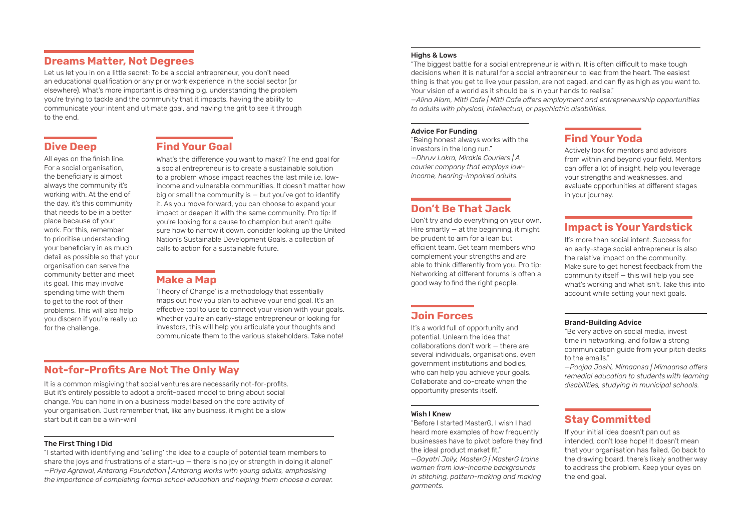## Dreams Matter, Not Degrees

Let us let you in on a little secret: To be a social entrepreneur, you don't need an educational qualification or any prior work experience in the social sector (or elsewhere). What's more important is dreaming big, understanding the problem you're trying to tackle and the community that it impacts, having the ability to communicate your intent and ultimate goal, and having the grit to see it through to the end.

## Dive Deep

All eyes on the finish line. For a social organisation, the beneficiary is almost always the community it's working with. At the end of the day, it's this community that needs to be in a better place because of your work. For this, remember to prioritise understanding your beneficiary in as much detail as possible so that your organisation can serve the community better and meet its goal. This may involve spending time with them to get to the root of their problems. This will also help you discern if you're really up for the challenge.

## Find Your Goal

What's the difference you want to make? The end goal for a social entrepreneur is to create a sustainable solution to a problem whose impact reaches the last mile i.e. low-income and vulnerable communities. It doesn't matter how big or small the community is — but you've got to identify it. As you move forward, you can choose to expand your impact or deepen it with the same community. Pro tip: If you're looking for a cause to champion but aren't quite sure how to narrow it down, consider looking up the United Nation's Sustainable Development Goals, a collection of calls to action for a sustainable future.

## Make a Map

'Theory of Change' is a methodology that essentially maps out how you plan to achieve your end goal. It's an effective tool to use to connect your vision with your goals. Whether you're an early-stage entrepreneur or looking for investors, this will help you articulate your thoughts and communicate them to the various stakeholders. Take note!

## Not-for-Profits Are Not The Only Way

It is a common misgiving that social ventures are necessarily not-for-profits. But it's entirely possible to adopt a profit-based model to bring about social change. You can hone in on a business model based on the core activity of your organisation. Just remember that, like any business, it might be a slow start but it can be a win-win!

#### The First Thing I Did

"I started with identifying and 'selling' the idea to a couple of potential team members to share the joys and frustrations of a start-up — there is no joy or strength in doing it alone!"
*—Priya Agrawal, Antarang Foundation | Antarang works with young adults, emphasising the importance of completing formal school education and helping them choose a career.*

#### Highs & Lows

"The biggest battle for a social entrepreneur is within. It is often difficult to make tough decisions when it is natural for a social entrepreneur to lead from the heart. The easiest thing is that you get to live your passion, are not caged, and can fly as high as you want to. Your vision of a world as it should be is in your hands to realise."
*—Alina Alam, Mitti Cafe | Mitti Cafe offers employment and entrepreneurship opportunities to adults with physical, intellectual, or psychiatric disabilities.*

#### Advice For Funding

"Being honest always works with the investors in the long run."
*—Dhruv Lakra, Mirakle Couriers | A courier company that employs low-income, hearing-impaired adults.*

## Don't Be That Jack

Don't try and do everything on your own. Hire smartly — at the beginning, it might be prudent to aim for a lean but efficient team. Get team members who complement your strengths and are able to think differently from you. Pro tip: Networking at different forums is often a good way to find the right people.

## Join Forces

It's a world full of opportunity and potential. Unlearn the idea that collaborations don't work — there are several individuals, organisations, even government institutions and bodies, who can help you achieve your goals. Collaborate and co-create when the opportunity presents itself.

#### Wish I Knew

"Before I started MasterG, I wish I had heard more examples of how frequently businesses have to pivot before they find the ideal product market fit."
*—Gayatri Jolly, MasterG | MasterG trains women from low-income backgrounds in stitching, pattern-making and making garments.*

## Find Your Yoda

Actively look for mentors and advisors from within and beyond your field. Mentors can offer a lot of insight, help you leverage your strengths and weaknesses, and evaluate opportunities at different stages in your journey.

## Impact is Your Yardstick

It's more than social intent. Success for an early-stage social entrepreneur is also the relative impact on the community. Make sure to get honest feedback from the community itself — this will help you see what's working and what isn't. Take this into account while setting your next goals.

#### Brand-Building Advice

"Be very active on social media, invest time in networking, and follow a strong communication guide from your pitch decks to the emails."
*—Poojaa Joshi, Mimaansa | Mimaansa offers remedial education to students with learning disabilities, studying in municipal schools.*

## Stay Committed

If your initial idea doesn't pan out as intended, don't lose hope! It doesn't mean that your organisation has failed. Go back to the drawing board, there's likely another way to address the problem. Keep your eyes on the end goal.